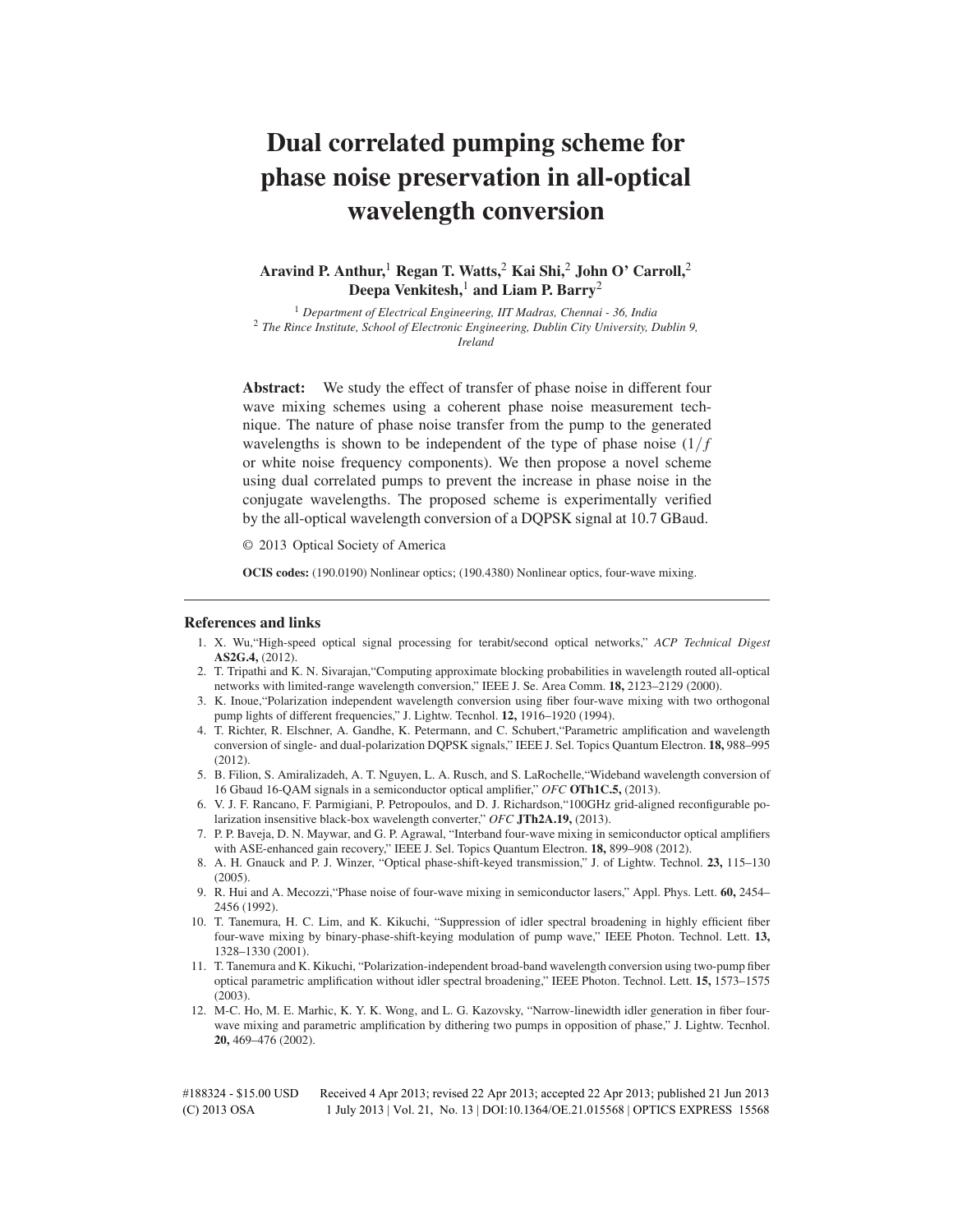# Dual correlated pumping scheme for phase noise preservation in all-optical wavelength conversion

**Aravind P. Anthur,[1] Regan T. Watts,[2] Kai Shi,[2] John O' Carroll,[2] Deepa Venkitesh,[1] and Liam P. Barry[2]**

[1] *Department of Electrical Engineering, IIT Madras, Chennai - 36, India*
[2] *The Rince Institute, School of Electronic Engineering, Dublin City University, Dublin 9, Ireland*

**Abstract:** We study the effect of transfer of phase noise in different four wave mixing schemes using a coherent phase noise measurement technique. The nature of phase noise transfer from the pump to the generated wavelengths is shown to be independent of the type of phase noise ($1/f$ or white noise frequency components). We then propose a novel scheme using dual correlated pumps to prevent the increase in phase noise in the conjugate wavelengths. The proposed scheme is experimentally verified by the all-optical wavelength conversion of a DQPSK signal at 10.7 GBaud.

© 2013 Optical Society of America

**OCIS codes:** (190.0190) Nonlinear optics; (190.4380) Nonlinear optics, four-wave mixing.

## References and links

1. X. Wu,"High-speed optical signal processing for terabit/second optical networks," *ACP Technical Digest* **AS2G.4,** (2012).
2. T. Tripathi and K. N. Sivarajan,"Computing approximate blocking probabilities in wavelength routed all-optical networks with limited-range wavelength conversion," IEEE J. Se. Area Comm. **18,** 2123–2129 (2000).
3. K. Inoue,"Polarization independent wavelength conversion using fiber four-wave mixing with two orthogonal pump lights of different frequencies," J. Lightw. Tecnhol. **12,** 1916–1920 (1994).
4. T. Richter, R. Elschner, A. Gandhe, K. Petermann, and C. Schubert,"Parametric amplification and wavelength conversion of single- and dual-polarization DQPSK signals," IEEE J. Sel. Topics Quantum Electron. **18,** 988–995 (2012).
5. B. Filion, S. Amiralizadeh, A. T. Nguyen, L. A. Rusch, and S. LaRochelle,"Wideband wavelength conversion of 16 Gbaud 16-QAM signals in a semiconductor optical amplifier," *OFC* **OTh1C.5,** (2013).
6. V. J. F. Rancano, F. Parmigiani, P. Petropoulos, and D. J. Richardson,"100GHz grid-aligned reconfigurable polarization insensitive black-box wavelength converter," *OFC* **JTh2A.19,** (2013).
7. P. P. Baveja, D. N. Maywar, and G. P. Agrawal, "Interband four-wave mixing in semiconductor optical amplifiers with ASE-enhanced gain recovery," IEEE J. Sel. Topics Quantum Electron. **18,** 899–908 (2012).
8. A. H. Gnauck and P. J. Winzer, "Optical phase-shift-keyed transmission," J. of Lightw. Technol. **23,** 115–130 (2005).
9. R. Hui and A. Mecozzi,"Phase noise of four-wave mixing in semiconductor lasers," Appl. Phys. Lett. **60,** 2454–2456 (1992).
10. T. Tanemura, H. C. Lim, and K. Kikuchi, "Suppression of idler spectral broadening in highly efficient fiber four-wave mixing by binary-phase-shift-keying modulation of pump wave," IEEE Photon. Technol. Lett. **13,** 1328–1330 (2001).
11. T. Tanemura and K. Kikuchi, "Polarization-independent broad-band wavelength conversion using two-pump fiber optical parametric amplification without idler spectral broadening," IEEE Photon. Technol. Lett. **15,** 1573–1575 (2003).
12. M-C. Ho, M. E. Marhic, K. Y. K. Wong, and L. G. Kazovsky, "Narrow-linewidth idler generation in fiber four-wave mixing and parametric amplification by dithering two pumps in opposition of phase," J. Lightw. Tecnhol. **20,** 469–476 (2002).

#188324 - $15.00 USD Received 4 Apr 2013; revised 22 Apr 2013; accepted 22 Apr 2013; published 21 Jun 2013
(C) 2013 OSA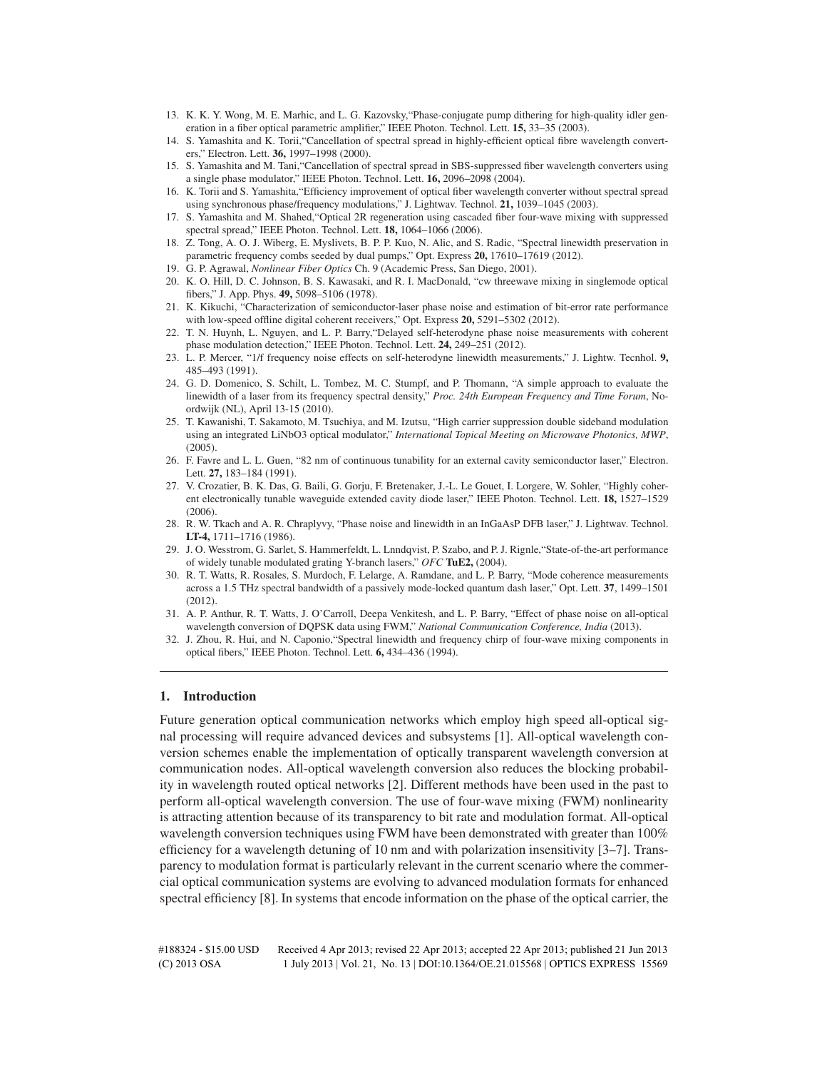13. K. K. Y. Wong, M. E. Marhic, and L. G. Kazovsky,"Phase-conjugate pump dithering for high-quality idler generation in a fiber optical parametric amplifier," IEEE Photon. Technol. Lett. **15,** 33–35 (2003).
14. S. Yamashita and K. Torii,"Cancellation of spectral spread in highly-efficient optical fibre wavelength converters," Electron. Lett. **36,** 1997–1998 (2000).
15. S. Yamashita and M. Tani,"Cancellation of spectral spread in SBS-suppressed fiber wavelength converters using a single phase modulator," IEEE Photon. Technol. Lett. **16,** 2096–2098 (2004).
16. K. Torii and S. Yamashita,"Efficiency improvement of optical fiber wavelength converter without spectral spread using synchronous phase/frequency modulations," J. Lightwav. Technol. **21,** 1039–1045 (2003).
17. S. Yamashita and M. Shahed,"Optical 2R regeneration using cascaded fiber four-wave mixing with suppressed spectral spread," IEEE Photon. Technol. Lett. **18,** 1064–1066 (2006).
18. Z. Tong, A. O. J. Wiberg, E. Myslivets, B. P. P. Kuo, N. Alic, and S. Radic, "Spectral linewidth preservation in parametric frequency combs seeded by dual pumps," Opt. Express **20,** 17610–17619 (2012).
19. G. P. Agrawal, *Nonlinear Fiber Optics* Ch. 9 (Academic Press, San Diego, 2001).
20. K. O. Hill, D. C. Johnson, B. S. Kawasaki, and R. I. MacDonald, "cw threewave mixing in singlemode optical fibers," J. App. Phys. **49,** 5098–5106 (1978).
21. K. Kikuchi, "Characterization of semiconductor-laser phase noise and estimation of bit-error rate performance with low-speed offline digital coherent receivers," Opt. Express **20,** 5291–5302 (2012).
22. T. N. Huynh, L. Nguyen, and L. P. Barry,"Delayed self-heterodyne phase noise measurements with coherent phase modulation detection," IEEE Photon. Technol. Lett. **24,** 249–251 (2012).
23. L. P. Mercer, "1/f frequency noise effects on self-heterodyne linewidth measurements," J. Lightw. Tecnhol. **9,** 485–493 (1991).
24. G. D. Domenico, S. Schilt, L. Tombez, M. C. Stumpf, and P. Thomann, "A simple approach to evaluate the linewidth of a laser from its frequency spectral density," *Proc. 24th European Frequency and Time Forum*, Noordwijk (NL), April 13-15 (2010).
25. T. Kawanishi, T. Sakamoto, M. Tsuchiya, and M. Izutsu, "High carrier suppression double sideband modulation using an integrated LiNbO3 optical modulator," *International Topical Meeting on Microwave Photonics, MWP*, (2005).
26. F. Favre and L. L. Guen, "82 nm of continuous tunability for an external cavity semiconductor laser," Electron. Lett. **27,** 183–184 (1991).
27. V. Crozatier, B. K. Das, G. Baili, G. Gorju, F. Bretenaker, J.-L. Le Gouet, I. Lorgere, W. Sohler, "Highly coherent electronically tunable waveguide extended cavity diode laser," IEEE Photon. Technol. Lett. **18,** 1527–1529 (2006).
28. R. W. Tkach and A. R. Chraplyvy, "Phase noise and linewidth in an InGaAsP DFB laser," J. Lightwav. Technol. **LT-4,** 1711–1716 (1986).
29. J. O. Wesstrom, G. Sarlet, S. Hammerfeldt, L. Lnndqvist, P. Szabo, and P. J. Rignle,"State-of-the-art performance of widely tunable modulated grating Y-branch lasers," *OFC* **TuE2,** (2004).
30. R. T. Watts, R. Rosales, S. Murdoch, F. Lelarge, A. Ramdane, and L. P. Barry, "Mode coherence measurements across a 1.5 THz spectral bandwidth of a passively mode-locked quantum dash laser," Opt. Lett. **37**, 1499–1501 (2012).
31. A. P. Anthur, R. T. Watts, J. O'Carroll, Deepa Venkitesh, and L. P. Barry, "Effect of phase noise on all-optical wavelength conversion of DQPSK data using FWM," *National Communication Conference, India* (2013).
32. J. Zhou, R. Hui, and N. Caponio,"Spectral linewidth and frequency chirp of four-wave mixing components in optical fibers," IEEE Photon. Technol. Lett. **6,** 434–436 (1994).

## 1. Introduction

Future generation optical communication networks which employ high speed all-optical signal processing will require advanced devices and subsystems [1]. All-optical wavelength conversion schemes enable the implementation of optically transparent wavelength conversion at communication nodes. All-optical wavelength conversion also reduces the blocking probability in wavelength routed optical networks [2]. Different methods have been used in the past to perform all-optical wavelength conversion. The use of four-wave mixing (FWM) nonlinearity is attracting attention because of its transparency to bit rate and modulation format. All-optical wavelength conversion techniques using FWM have been demonstrated with greater than 100% efficiency for a wavelength detuning of 10 nm and with polarization insensitivity [3–7]. Transparency to modulation format is particularly relevant in the current scenario where the commercial optical communication systems are evolving to advanced modulation formats for enhanced spectral efficiency [8]. In systems that encode information on the phase of the optical carrier, the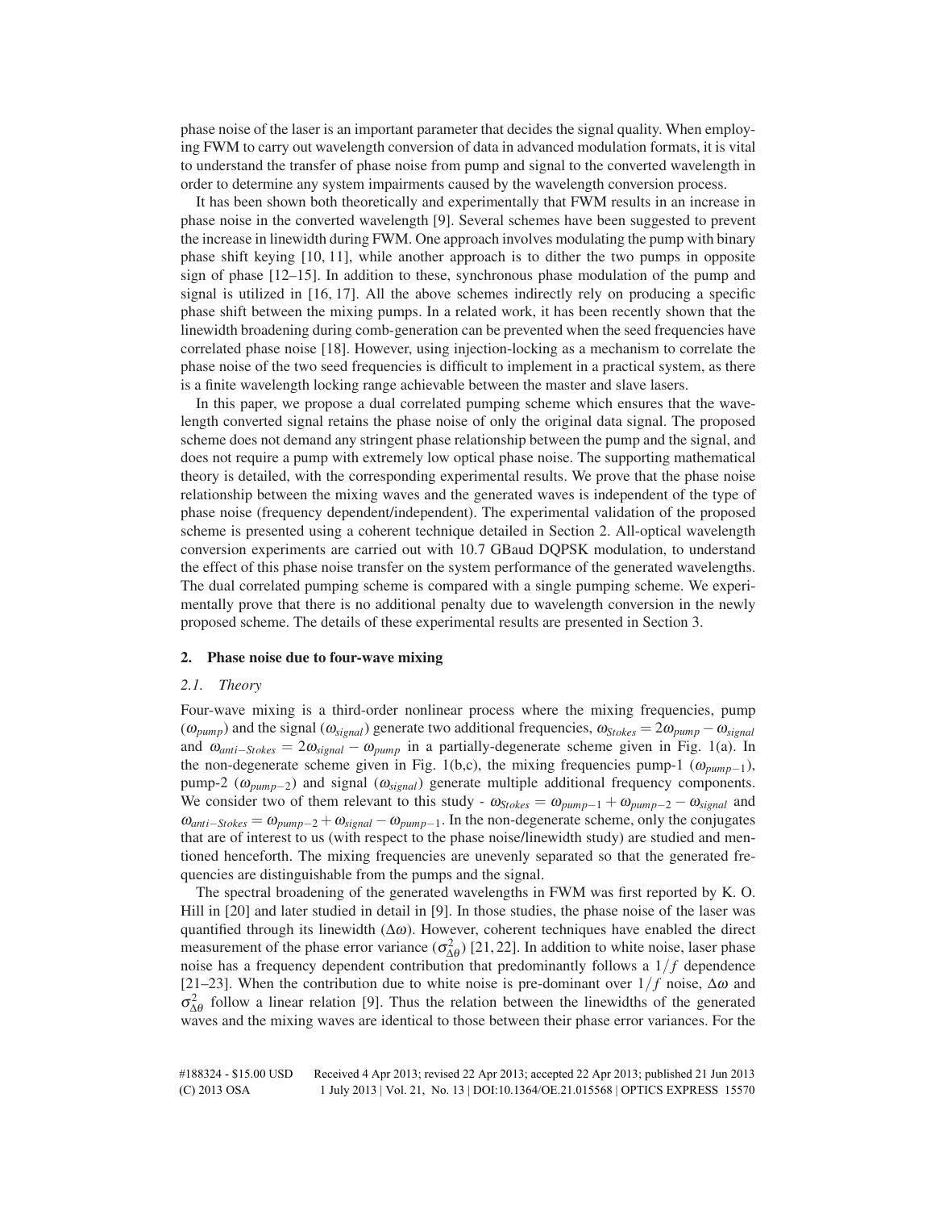phase noise of the laser is an important parameter that decides the signal quality. When employing FWM to carry out wavelength conversion of data in advanced modulation formats, it is vital to understand the transfer of phase noise from pump and signal to the converted wavelength in order to determine any system impairments caused by the wavelength conversion process.

It has been shown both theoretically and experimentally that FWM results in an increase in phase noise in the converted wavelength [9]. Several schemes have been suggested to prevent the increase in linewidth during FWM. One approach involves modulating the pump with binary phase shift keying [10, 11], while another approach is to dither the two pumps in opposite sign of phase [12–15]. In addition to these, synchronous phase modulation of the pump and signal is utilized in [16, 17]. All the above schemes indirectly rely on producing a specific phase shift between the mixing pumps. In a related work, it has been recently shown that the linewidth broadening during comb-generation can be prevented when the seed frequencies have correlated phase noise [18]. However, using injection-locking as a mechanism to correlate the phase noise of the two seed frequencies is difficult to implement in a practical system, as there is a finite wavelength locking range achievable between the master and slave lasers.

In this paper, we propose a dual correlated pumping scheme which ensures that the wavelength converted signal retains the phase noise of only the original data signal. The proposed scheme does not demand any stringent phase relationship between the pump and the signal, and does not require a pump with extremely low optical phase noise. The supporting mathematical theory is detailed, with the corresponding experimental results. We prove that the phase noise relationship between the mixing waves and the generated waves is independent of the type of phase noise (frequency dependent/independent). The experimental validation of the proposed scheme is presented using a coherent technique detailed in Section 2. All-optical wavelength conversion experiments are carried out with 10.7 GBaud DQPSK modulation, to understand the effect of this phase noise transfer on the system performance of the generated wavelengths. The dual correlated pumping scheme is compared with a single pumping scheme. We experimentally prove that there is no additional penalty due to wavelength conversion in the newly proposed scheme. The details of these experimental results are presented in Section 3.

## 2. Phase noise due to four-wave mixing

### *2.1. Theory*

Four-wave mixing is a third-order nonlinear process where the mixing frequencies, pump ($\omega_{pump}$) and the signal ($\omega_{signal}$) generate two additional frequencies, $\omega_{Stokes} = 2\omega_{pump} - \omega_{signal}$ and $\omega_{anti-Stokes} = 2\omega_{signal} - \omega_{pump}$ in a partially-degenerate scheme given in Fig. 1(a). In the non-degenerate scheme given in Fig. 1(b,c), the mixing frequencies pump-1 ($\omega_{pump-1}$), pump-2 ($\omega_{pump-2}$) and signal ($\omega_{signal}$) generate multiple additional frequency components. We consider two of them relevant to this study - $\omega_{Stokes} = \omega_{pump-1} + \omega_{pump-2} - \omega_{signal}$ and $\omega_{anti-Stokes} = \omega_{pump-2} + \omega_{signal} - \omega_{pump-1}$. In the non-degenerate scheme, only the conjugates that are of interest to us (with respect to the phase noise/linewidth study) are studied and mentioned henceforth. The mixing frequencies are unevenly separated so that the generated frequencies are distinguishable from the pumps and the signal.

The spectral broadening of the generated wavelengths in FWM was first reported by K. O. Hill in [20] and later studied in detail in [9]. In those studies, the phase noise of the laser was quantified through its linewidth ($\Delta\omega$). However, coherent techniques have enabled the direct measurement of the phase error variance ($\sigma^2_{\Delta\theta}$) [21, 22]. In addition to white noise, laser phase noise has a frequency dependent contribution that predominantly follows a $1/f$ dependence [21–23]. When the contribution due to white noise is pre-dominant over $1/f$ noise, $\Delta\omega$ and $\sigma^2_{\Delta\theta}$ follow a linear relation [9]. Thus the relation between the linewidths of the generated waves and the mixing waves are identical to those between their phase error variances. For the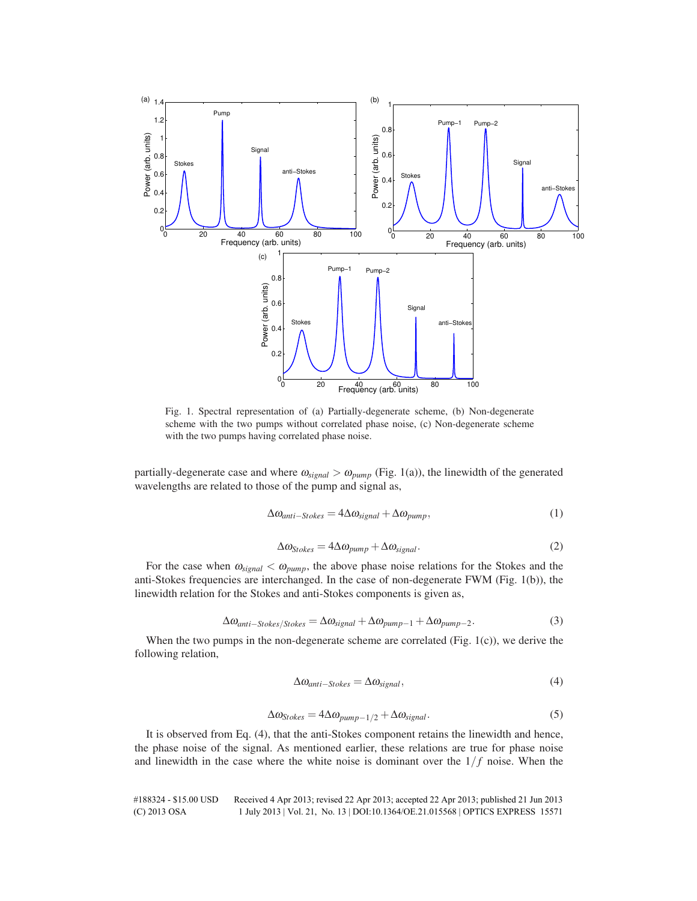Fig. 1. Spectral representation of (a) Partially-degenerate scheme, (b) Non-degenerate scheme with the two pumps without correlated phase noise, (c) Non-degenerate scheme with the two pumps having correlated phase noise.

partially-degenerate case and where $\omega_{signal} > \omega_{pump}$ (Fig. 1(a)), the linewidth of the generated wavelengths are related to those of the pump and signal as,

$$\Delta\omega_{anti-Stokes} = 4\Delta\omega_{signal} + \Delta\omega_{pump}, \tag{1}$$

$$\Delta\omega_{Stokes} = 4\Delta\omega_{pump} + \Delta\omega_{signal}. \tag{2}$$

For the case when $\omega_{signal} < \omega_{pump}$, the above phase noise relations for the Stokes and the anti-Stokes frequencies are interchanged. In the case of non-degenerate FWM (Fig. 1(b)), the linewidth relation for the Stokes and anti-Stokes components is given as,

$$\Delta\omega_{anti-Stokes/Stokes} = \Delta\omega_{signal} + \Delta\omega_{pump-1} + \Delta\omega_{pump-2}. \tag{3}$$

When the two pumps in the non-degenerate scheme are correlated (Fig. 1(c)), we derive the following relation,

$$\Delta\omega_{anti-Stokes} = \Delta\omega_{signal}, \tag{4}$$

$$\Delta\omega_{Stokes} = 4\Delta\omega_{pump-1/2} + \Delta\omega_{signal}. \tag{5}$$

It is observed from Eq. (4), that the anti-Stokes component retains the linewidth and hence, the phase noise of the signal. As mentioned earlier, these relations are true for phase noise and linewidth in the case where the white noise is dominant over the $1/f$ noise. When the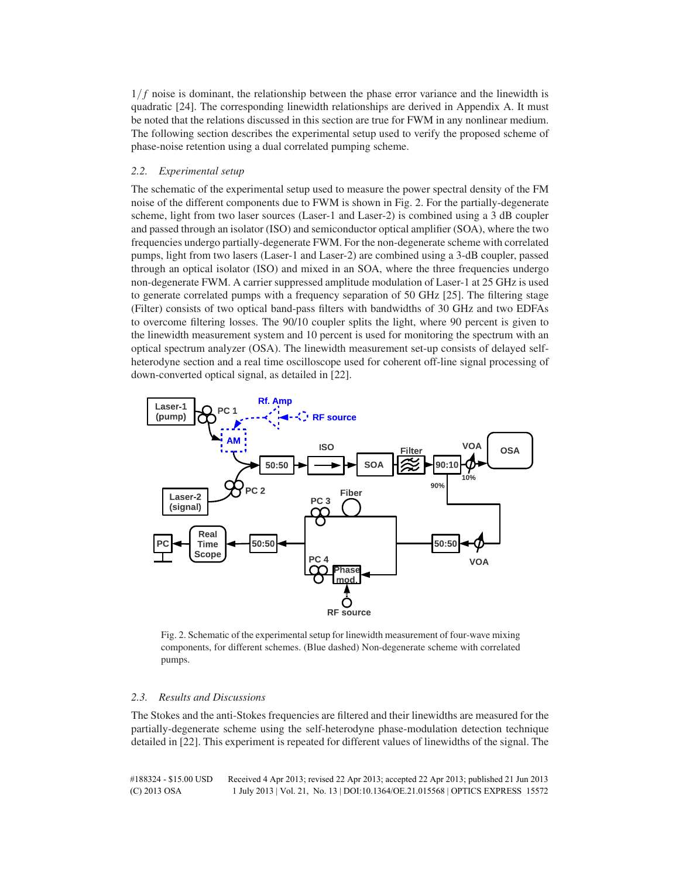$1/f$ noise is dominant, the relationship between the phase error variance and the linewidth is quadratic [24]. The corresponding linewidth relationships are derived in Appendix A. It must be noted that the relations discussed in this section are true for FWM in any nonlinear medium. The following section describes the experimental setup used to verify the proposed scheme of phase-noise retention using a dual correlated pumping scheme.

### 2.2. Experimental setup

The schematic of the experimental setup used to measure the power spectral density of the FM noise of the different components due to FWM is shown in Fig. 2. For the partially-degenerate scheme, light from two laser sources (Laser-1 and Laser-2) is combined using a 3 dB coupler and passed through an isolator (ISO) and semiconductor optical amplifier (SOA), where the two frequencies undergo partially-degenerate FWM. For the non-degenerate scheme with correlated pumps, light from two lasers (Laser-1 and Laser-2) are combined using a 3-dB coupler, passed through an optical isolator (ISO) and mixed in an SOA, where the three frequencies undergo non-degenerate FWM. A carrier suppressed amplitude modulation of Laser-1 at 25 GHz is used to generate correlated pumps with a frequency separation of 50 GHz [25]. The filtering stage (Filter) consists of two optical band-pass filters with bandwidths of 30 GHz and two EDFAs to overcome filtering losses. The 90/10 coupler splits the light, where 90 percent is given to the linewidth measurement system and 10 percent is used for monitoring the spectrum with an optical spectrum analyzer (OSA). The linewidth measurement set-up consists of delayed self-heterodyne section and a real time oscilloscope used for coherent off-line signal processing of down-converted optical signal, as detailed in [22].

Fig. 2. Schematic of the experimental setup for linewidth measurement of four-wave mixing components, for different schemes. (Blue dashed) Non-degenerate scheme with correlated pumps.

### 2.3. Results and Discussions

The Stokes and the anti-Stokes frequencies are filtered and their linewidths are measured for the partially-degenerate scheme using the self-heterodyne phase-modulation detection technique detailed in [22]. This experiment is repeated for different values of linewidths of the signal. The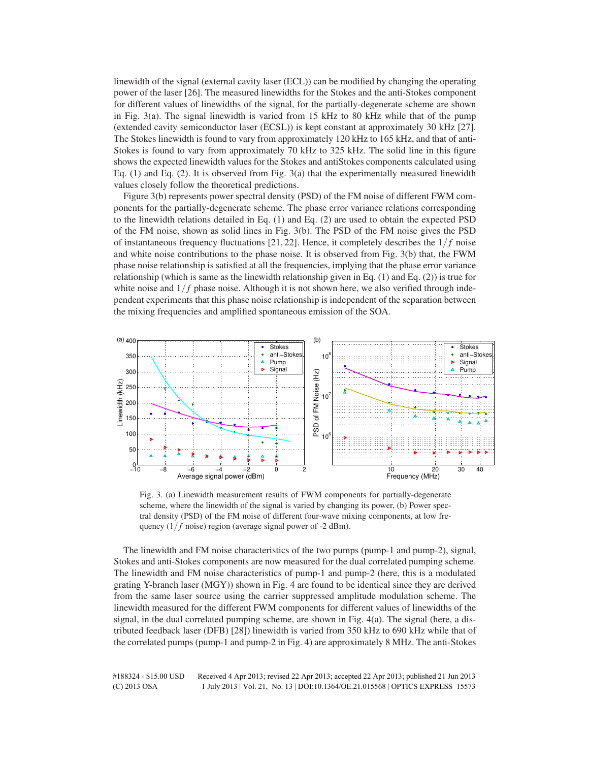linewidth of the signal (external cavity laser (ECL)) can be modified by changing the operating power of the laser [26]. The measured linewidths for the Stokes and the anti-Stokes component for different values of linewidths of the signal, for the partially-degenerate scheme are shown in Fig. 3(a). The signal linewidth is varied from 15 kHz to 80 kHz while that of the pump (extended cavity semiconductor laser (ECSL)) is kept constant at approximately 30 kHz [27]. The Stokes linewidth is found to vary from approximately 120 kHz to 165 kHz, and that of anti-Stokes is found to vary from approximately 70 kHz to 325 kHz. The solid line in this figure shows the expected linewidth values for the Stokes and antiStokes components calculated using Eq. (1) and Eq. (2). It is observed from Fig. 3(a) that the experimentally measured linewidth values closely follow the theoretical predictions.

Figure 3(b) represents power spectral density (PSD) of the FM noise of different FWM components for the partially-degenerate scheme. The phase error variance relations corresponding to the linewidth relations detailed in Eq. (1) and Eq. (2) are used to obtain the expected PSD of the FM noise, shown as solid lines in Fig. 3(b). The PSD of the FM noise gives the PSD of instantaneous frequency fluctuations [21, 22]. Hence, it completely describes the $1/f$ noise and white noise contributions to the phase noise. It is observed from Fig. 3(b) that, the FWM phase noise relationship is satisfied at all the frequencies, implying that the phase error variance relationship (which is same as the linewidth relationship given in Eq. (1) and Eq. (2)) is true for white noise and $1/f$ phase noise. Although it is not shown here, we also verified through independent experiments that this phase noise relationship is independent of the separation between the mixing frequencies and amplified spontaneous emission of the SOA.

Fig. 3. (a) Linewidth measurement results of FWM components for partially-degenerate scheme, where the linewidth of the signal is varied by changing its power, (b) Power spectral density (PSD) of the FM noise of different four-wave mixing components, at low frequency ($1/f$ noise) region (average signal power of -2 dBm).

The linewidth and FM noise characteristics of the two pumps (pump-1 and pump-2), signal, Stokes and anti-Stokes components are now measured for the dual correlated pumping scheme. The linewidth and FM noise characteristics of pump-1 and pump-2 (here, this is a modulated grating Y-branch laser (MGY)) shown in Fig. 4 are found to be identical since they are derived from the same laser source using the carrier suppressed amplitude modulation scheme. The linewidth measured for the different FWM components for different values of linewidths of the signal, in the dual correlated pumping scheme, are shown in Fig. 4(a). The signal (here, a distributed feedback laser (DFB) [28]) linewidth is varied from 350 kHz to 690 kHz while that of the correlated pumps (pump-1 and pump-2 in Fig. 4) are approximately 8 MHz. The anti-Stokes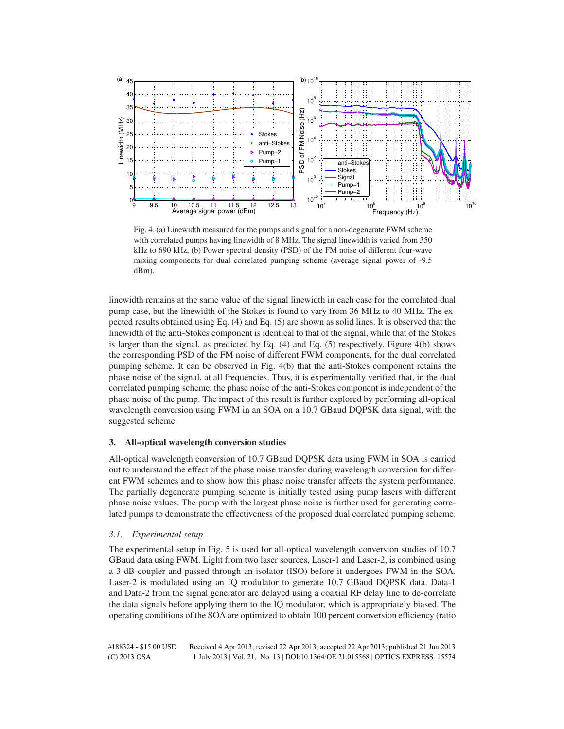Fig. 4. (a) Linewidth measured for the pumps and signal for a non-degenerate FWM scheme with correlated pumps having linewidth of 8 MHz. The signal linewidth is varied from 350 kHz to 690 kHz, (b) Power spectral density (PSD) of the FM noise of different four-wave mixing components for dual correlated pumping scheme (average signal power of -9.5 dBm).

linewidth remains at the same value of the signal linewidth in each case for the correlated dual pump case, but the linewidth of the Stokes is found to vary from 36 MHz to 40 MHz. The expected results obtained using Eq. (4) and Eq. (5) are shown as solid lines. It is observed that the linewidth of the anti-Stokes component is identical to that of the signal, while that of the Stokes is larger than the signal, as predicted by Eq. (4) and Eq. (5) respectively. Figure 4(b) shows the corresponding PSD of the FM noise of different FWM components, for the dual correlated pumping scheme. It can be observed in Fig. 4(b) that the anti-Stokes component retains the phase noise of the signal, at all frequencies. Thus, it is experimentally verified that, in the dual correlated pumping scheme, the phase noise of the anti-Stokes component is independent of the phase noise of the pump. The impact of this result is further explored by performing all-optical wavelength conversion using FWM in an SOA on a 10.7 GBaud DQPSK data signal, with the suggested scheme.

## 3. All-optical wavelength conversion studies

All-optical wavelength conversion of 10.7 GBaud DQPSK data using FWM in SOA is carried out to understand the effect of the phase noise transfer during wavelength conversion for different FWM schemes and to show how this phase noise transfer affects the system performance. The partially degenerate pumping scheme is initially tested using pump lasers with different phase noise values. The pump with the largest phase noise is further used for generating correlated pumps to demonstrate the effectiveness of the proposed dual correlated pumping scheme.

### *3.1. Experimental setup*

The experimental setup in Fig. 5 is used for all-optical wavelength conversion studies of 10.7 GBaud data using FWM. Light from two laser sources, Laser-1 and Laser-2, is combined using a 3 dB coupler and passed through an isolator (ISO) before it undergoes FWM in the SOA. Laser-2 is modulated using an IQ modulator to generate 10.7 GBaud DQPSK data. Data-1 and Data-2 from the signal generator are delayed using a coaxial RF delay line to de-correlate the data signals before applying them to the IQ modulator, which is appropriately biased. The operating conditions of the SOA are optimized to obtain 100 percent conversion efficiency (ratio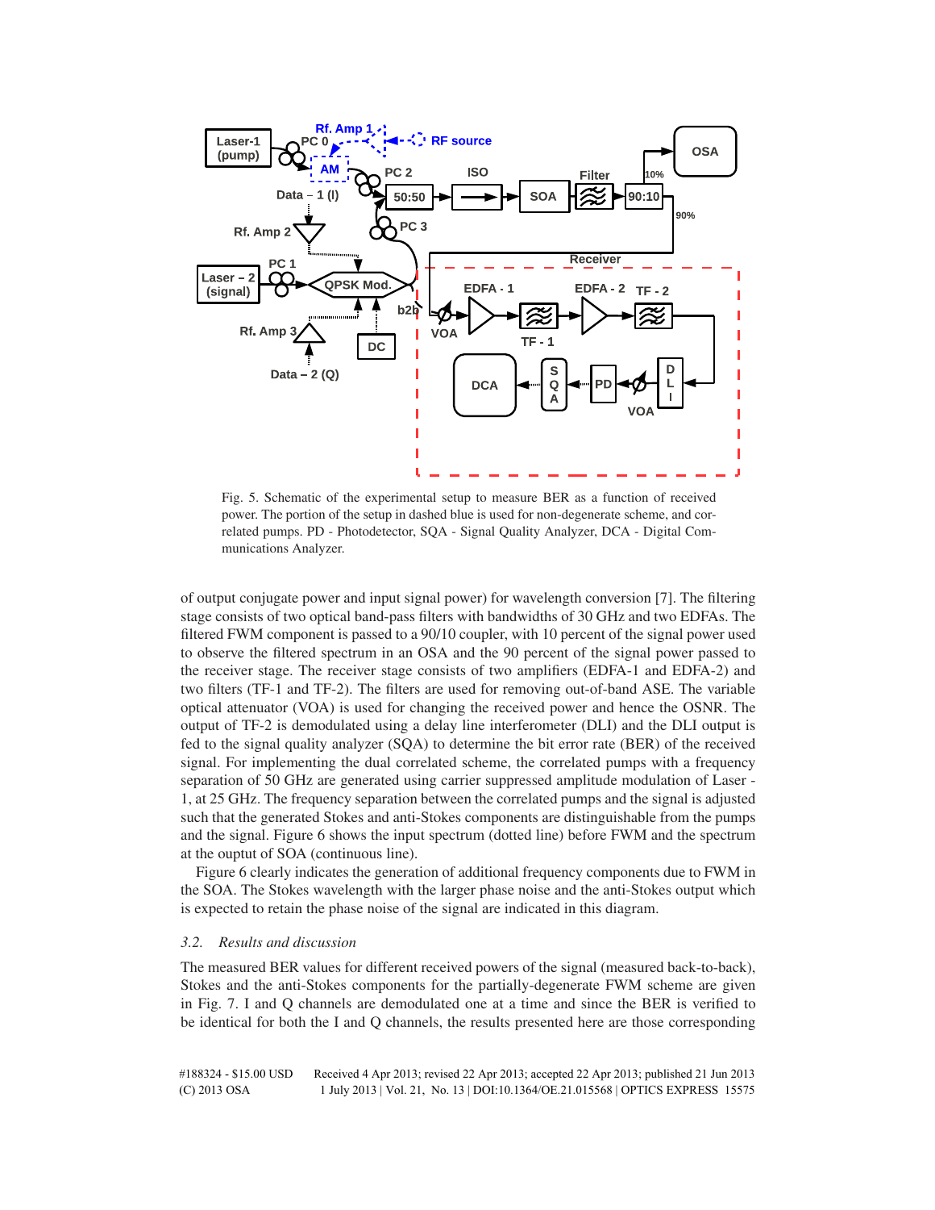Fig. 5. Schematic of the experimental setup to measure BER as a function of received power. The portion of the setup in dashed blue is used for non-degenerate scheme, and correlated pumps. PD - Photodetector, SQA - Signal Quality Analyzer, DCA - Digital Communications Analyzer.

of output conjugate power and input signal power) for wavelength conversion [7]. The filtering stage consists of two optical band-pass filters with bandwidths of 30 GHz and two EDFAs. The filtered FWM component is passed to a 90/10 coupler, with 10 percent of the signal power used to observe the filtered spectrum in an OSA and the 90 percent of the signal power passed to the receiver stage. The receiver stage consists of two amplifiers (EDFA-1 and EDFA-2) and two filters (TF-1 and TF-2). The filters are used for removing out-of-band ASE. The variable optical attenuator (VOA) is used for changing the received power and hence the OSNR. The output of TF-2 is demodulated using a delay line interferometer (DLI) and the DLI output is fed to the signal quality analyzer (SQA) to determine the bit error rate (BER) of the received signal. For implementing the dual correlated scheme, the correlated pumps with a frequency separation of 50 GHz are generated using carrier suppressed amplitude modulation of Laser - 1, at 25 GHz. The frequency separation between the correlated pumps and the signal is adjusted such that the generated Stokes and anti-Stokes components are distinguishable from the pumps and the signal. Figure 6 shows the input spectrum (dotted line) before FWM and the spectrum at the ouptut of SOA (continuous line).

Figure 6 clearly indicates the generation of additional frequency components due to FWM in the SOA. The Stokes wavelength with the larger phase noise and the anti-Stokes output which is expected to retain the phase noise of the signal are indicated in this diagram.

### 3.2. *Results and discussion*

The measured BER values for different received powers of the signal (measured back-to-back), Stokes and the anti-Stokes components for the partially-degenerate FWM scheme are given in Fig. 7. I and Q channels are demodulated one at a time and since the BER is verified to be identical for both the I and Q channels, the results presented here are those corresponding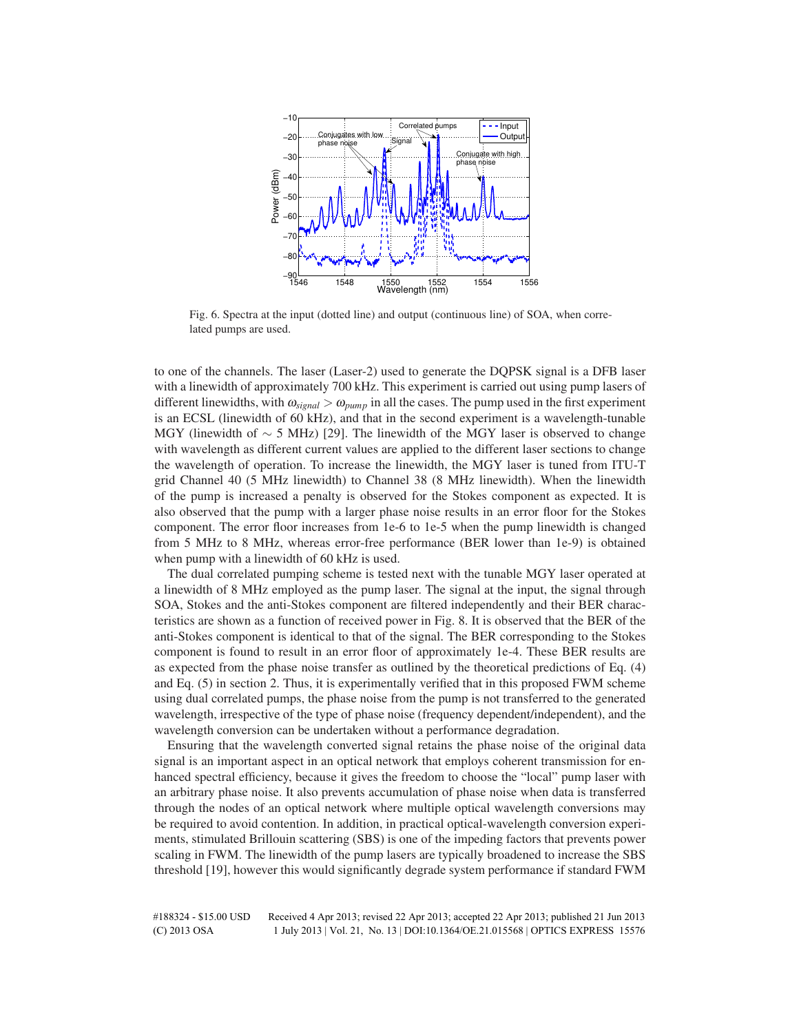Fig. 6. Spectra at the input (dotted line) and output (continuous line) of SOA, when correlated pumps are used.

to one of the channels. The laser (Laser-2) used to generate the DQPSK signal is a DFB laser with a linewidth of approximately 700 kHz. This experiment is carried out using pump lasers of different linewidths, with $\omega_{signal} > \omega_{pump}$ in all the cases. The pump used in the first experiment is an ECSL (linewidth of 60 kHz), and that in the second experiment is a wavelength-tunable MGY (linewidth of $\sim$ 5 MHz) [29]. The linewidth of the MGY laser is observed to change with wavelength as different current values are applied to the different laser sections to change the wavelength of operation. To increase the linewidth, the MGY laser is tuned from ITU-T grid Channel 40 (5 MHz linewidth) to Channel 38 (8 MHz linewidth). When the linewidth of the pump is increased a penalty is observed for the Stokes component as expected. It is also observed that the pump with a larger phase noise results in an error floor for the Stokes component. The error floor increases from 1e-6 to 1e-5 when the pump linewidth is changed from 5 MHz to 8 MHz, whereas error-free performance (BER lower than 1e-9) is obtained when pump with a linewidth of 60 kHz is used.

The dual correlated pumping scheme is tested next with the tunable MGY laser operated at a linewidth of 8 MHz employed as the pump laser. The signal at the input, the signal through SOA, Stokes and the anti-Stokes component are filtered independently and their BER characteristics are shown as a function of received power in Fig. 8. It is observed that the BER of the anti-Stokes component is identical to that of the signal. The BER corresponding to the Stokes component is found to result in an error floor of approximately 1e-4. These BER results are as expected from the phase noise transfer as outlined by the theoretical predictions of Eq. (4) and Eq. (5) in section 2. Thus, it is experimentally verified that in this proposed FWM scheme using dual correlated pumps, the phase noise from the pump is not transferred to the generated wavelength, irrespective of the type of phase noise (frequency dependent/independent), and the wavelength conversion can be undertaken without a performance degradation.

Ensuring that the wavelength converted signal retains the phase noise of the original data signal is an important aspect in an optical network that employs coherent transmission for enhanced spectral efficiency, because it gives the freedom to choose the "local" pump laser with an arbitrary phase noise. It also prevents accumulation of phase noise when data is transferred through the nodes of an optical network where multiple optical wavelength conversions may be required to avoid contention. In addition, in practical optical-wavelength conversion experiments, stimulated Brillouin scattering (SBS) is one of the impeding factors that prevents power scaling in FWM. The linewidth of the pump lasers are typically broadened to increase the SBS threshold [19], however this would significantly degrade system performance if standard FWM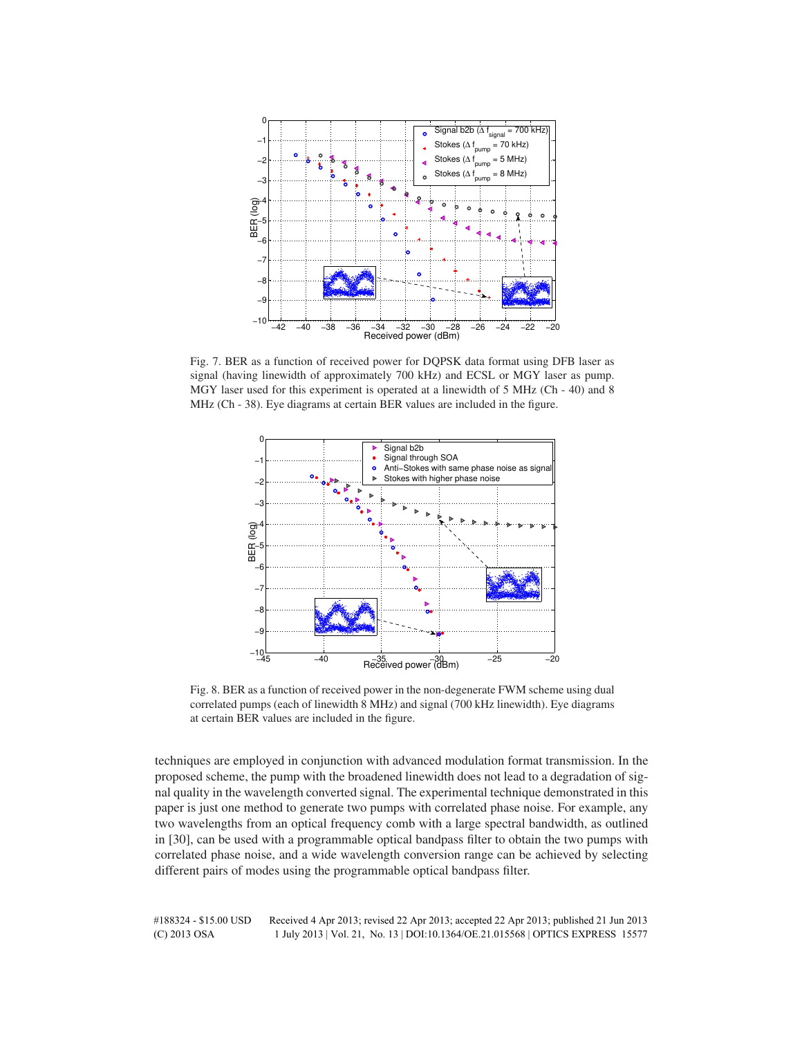Fig. 7. BER as a function of received power for DQPSK data format using DFB laser as signal (having linewidth of approximately 700 kHz) and ECSL or MGY laser as pump. MGY laser used for this experiment is operated at a linewidth of 5 MHz (Ch - 40) and 8 MHz (Ch - 38). Eye diagrams at certain BER values are included in the figure.

Fig. 8. BER as a function of received power in the non-degenerate FWM scheme using dual correlated pumps (each of linewidth 8 MHz) and signal (700 kHz linewidth). Eye diagrams at certain BER values are included in the figure.

techniques are employed in conjunction with advanced modulation format transmission. In the proposed scheme, the pump with the broadened linewidth does not lead to a degradation of signal quality in the wavelength converted signal. The experimental technique demonstrated in this paper is just one method to generate two pumps with correlated phase noise. For example, any two wavelengths from an optical frequency comb with a large spectral bandwidth, as outlined in [30], can be used with a programmable optical bandpass filter to obtain the two pumps with correlated phase noise, and a wide wavelength conversion range can be achieved by selecting different pairs of modes using the programmable optical bandpass filter.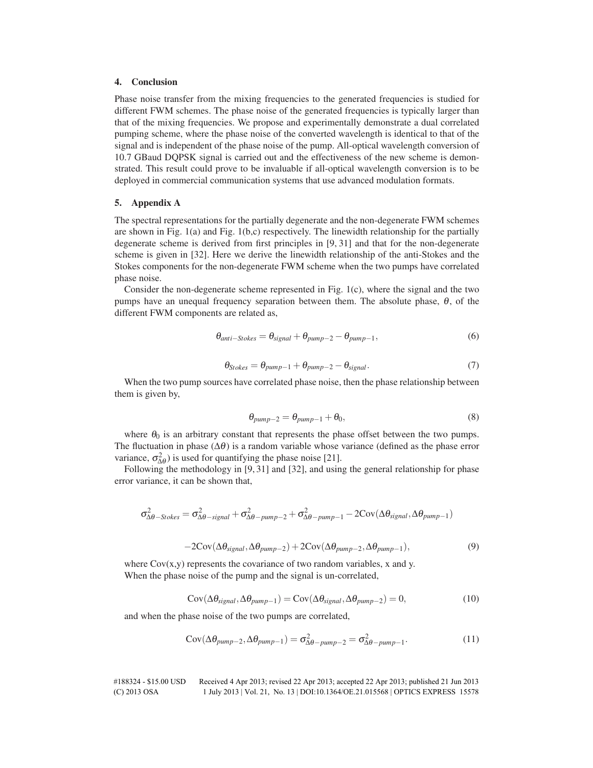## 4. Conclusion

Phase noise transfer from the mixing frequencies to the generated frequencies is studied for different FWM schemes. The phase noise of the generated frequencies is typically larger than that of the mixing frequencies. We propose and experimentally demonstrate a dual correlated pumping scheme, where the phase noise of the converted wavelength is identical to that of the signal and is independent of the phase noise of the pump. All-optical wavelength conversion of 10.7 GBaud DQPSK signal is carried out and the effectiveness of the new scheme is demonstrated. This result could prove to be invaluable if all-optical wavelength conversion is to be deployed in commercial communication systems that use advanced modulation formats.

## 5. Appendix A

The spectral representations for the partially degenerate and the non-degenerate FWM schemes are shown in Fig. 1(a) and Fig. 1(b,c) respectively. The linewidth relationship for the partially degenerate scheme is derived from first principles in [9, 31] and that for the non-degenerate scheme is given in [32]. Here we derive the linewidth relationship of the anti-Stokes and the Stokes components for the non-degenerate FWM scheme when the two pumps have correlated phase noise.

Consider the non-degenerate scheme represented in Fig. 1(c), where the signal and the two pumps have an unequal frequency separation between them. The absolute phase, $\theta$, of the different FWM components are related as,

$$\theta_{anti-Stokes} = \theta_{signal} + \theta_{pump-2} - \theta_{pump-1}, \tag{6}$$

$$\theta_{Stokes} = \theta_{pump-1} + \theta_{pump-2} - \theta_{signal}. \tag{7}$$

When the two pump sources have correlated phase noise, then the phase relationship between them is given by,

$$\theta_{pump-2} = \theta_{pump-1} + \theta_0, \tag{8}$$

where $\theta_0$ is an arbitrary constant that represents the phase offset between the two pumps. The fluctuation in phase ($\Delta\theta$) is a random variable whose variance (defined as the phase error variance, $\sigma^2_{\Delta\theta}$) is used for quantifying the phase noise [21].

Following the methodology in [9, 31] and [32], and using the general relationship for phase error variance, it can be shown that,

$$\sigma^2_{\Delta\theta-Stokes} = \sigma^2_{\Delta\theta-signal} + \sigma^2_{\Delta\theta-pump-2} + \sigma^2_{\Delta\theta-pump-1} - 2\mathrm{Cov}(\Delta\theta_{signal}, \Delta\theta_{pump-1})$$

$$-2\mathrm{Cov}(\Delta\theta_{signal}, \Delta\theta_{pump-2}) + 2\mathrm{Cov}(\Delta\theta_{pump-2}, \Delta\theta_{pump-1}), \tag{9}$$

where Cov(x,y) represents the covariance of two random variables, x and y.

When the phase noise of the pump and the signal is un-correlated,

$$\mathrm{Cov}(\Delta\theta_{signal}, \Delta\theta_{pump-1}) = \mathrm{Cov}(\Delta\theta_{signal}, \Delta\theta_{pump-2}) = 0, \tag{10}$$

and when the phase noise of the two pumps are correlated,

$$\mathrm{Cov}(\Delta\theta_{pump-2}, \Delta\theta_{pump-1}) = \sigma^2_{\Delta\theta-pump-2} = \sigma^2_{\Delta\theta-pump-1}. \tag{11}$$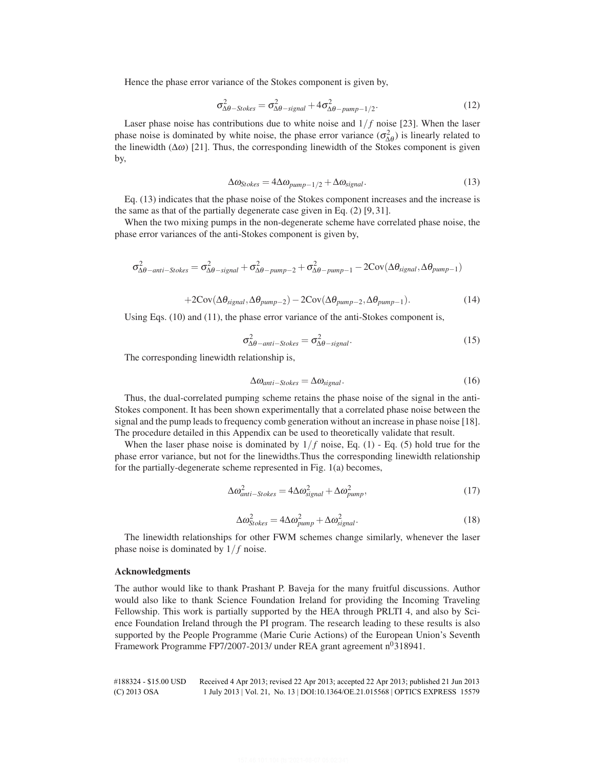Hence the phase error variance of the Stokes component is given by,

$$\sigma^2_{\Delta\theta-Stokes} = \sigma^2_{\Delta\theta-signal} + 4\sigma^2_{\Delta\theta-pump-1/2}. \tag{12}$$

Laser phase noise has contributions due to white noise and $1/f$ noise [23]. When the laser phase noise is dominated by white noise, the phase error variance ($\sigma^2_{\Delta\theta}$) is linearly related to the linewidth ($\Delta\omega$) [21]. Thus, the corresponding linewidth of the Stokes component is given by,

$$\Delta\omega_{Stokes} = 4\Delta\omega_{pump-1/2} + \Delta\omega_{signal}. \tag{13}$$

Eq. (13) indicates that the phase noise of the Stokes component increases and the increase is the same as that of the partially degenerate case given in Eq. (2) [9,31].

When the two mixing pumps in the non-degenerate scheme have correlated phase noise, the phase error variances of the anti-Stokes component is given by,

$$\sigma^2_{\Delta\theta-anti-Stokes} = \sigma^2_{\Delta\theta-signal} + \sigma^2_{\Delta\theta-pump-2} + \sigma^2_{\Delta\theta-pump-1} - 2\mathrm{Cov}(\Delta\theta_{signal}, \Delta\theta_{pump-1})$$

$$+2\mathrm{Cov}(\Delta\theta_{signal}, \Delta\theta_{pump-2}) - 2\mathrm{Cov}(\Delta\theta_{pump-2}, \Delta\theta_{pump-1}). \tag{14}$$

Using Eqs. (10) and (11), the phase error variance of the anti-Stokes component is,

$$\sigma^2_{\Delta\theta-anti-Stokes} = \sigma^2_{\Delta\theta-signal}. \tag{15}$$

The corresponding linewidth relationship is,

$$\Delta\omega_{anti-Stokes} = \Delta\omega_{signal}. \tag{16}$$

Thus, the dual-correlated pumping scheme retains the phase noise of the signal in the anti-Stokes component. It has been shown experimentally that a correlated phase noise between the signal and the pump leads to frequency comb generation without an increase in phase noise [18]. The procedure detailed in this Appendix can be used to theoretically validate that result.

When the laser phase noise is dominated by $1/f$ noise, Eq. (1) - Eq. (5) hold true for the phase error variance, but not for the linewidths.Thus the corresponding linewidth relationship for the partially-degenerate scheme represented in Fig. 1(a) becomes,

$$\Delta\omega^2_{anti-Stokes} = 4\Delta\omega^2_{signal} + \Delta\omega^2_{pump}, \tag{17}$$

$$\Delta\omega^2_{Stokes} = 4\Delta\omega^2_{pump} + \Delta\omega^2_{signal}. \tag{18}$$

The linewidth relationships for other FWM schemes change similarly, whenever the laser phase noise is dominated by $1/f$ noise.

## Acknowledgments

The author would like to thank Prashant P. Baveja for the many fruitful discussions. Author would also like to thank Science Foundation Ireland for providing the Incoming Traveling Fellowship. This work is partially supported by the HEA through PRLTI 4, and also by Science Foundation Ireland through the PI program. The research leading to these results is also supported by the People Programme (Marie Curie Actions) of the European Union's Seventh Framework Programme FP7/2007-2013/ under REA grant agreement n$^0$318941.